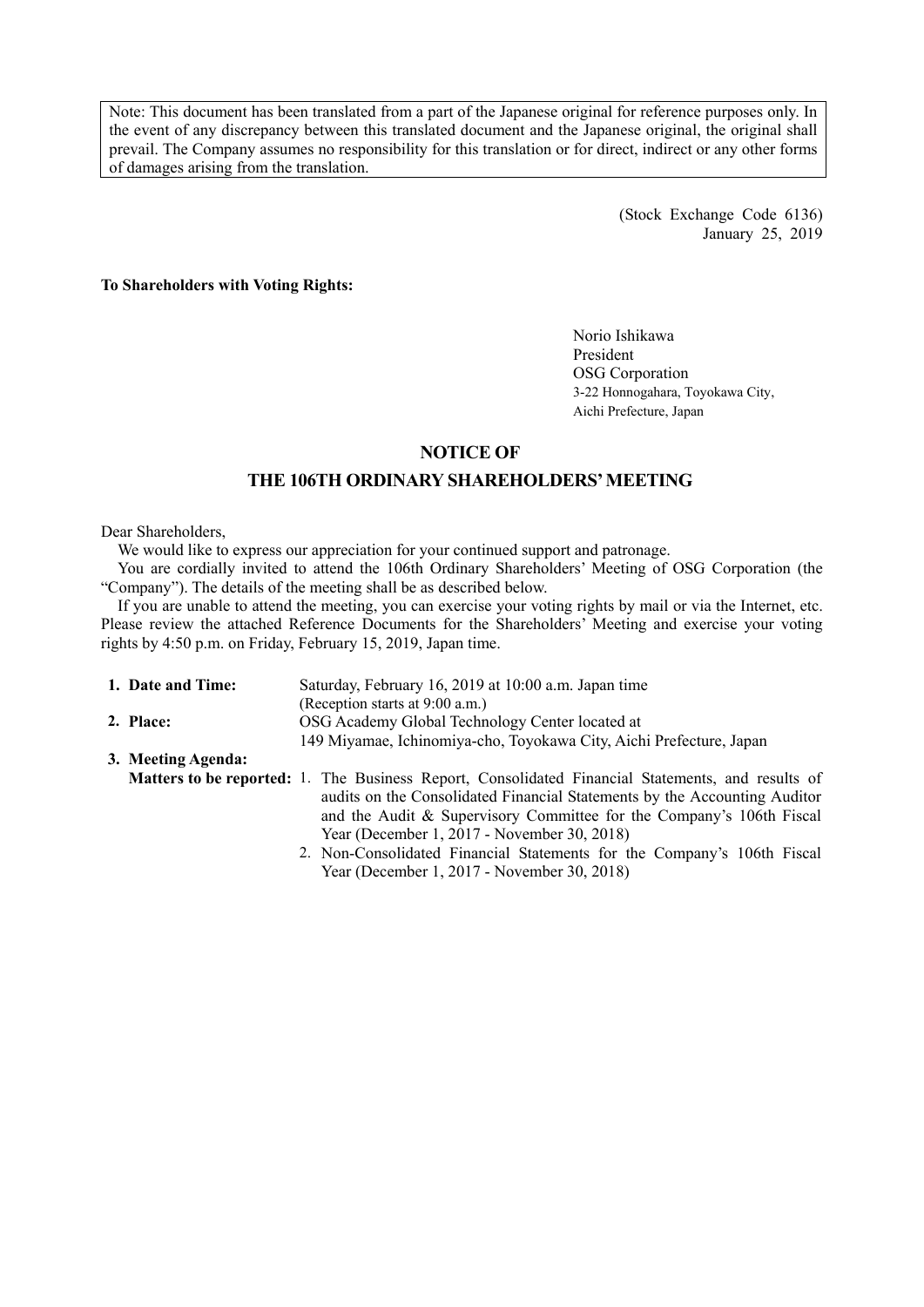Note: This document has been translated from a part of the Japanese original for reference purposes only. In the event of any discrepancy between this translated document and the Japanese original, the original shall prevail. The Company assumes no responsibility for this translation or for direct, indirect or any other forms of damages arising from the translation.

(Stock Exchange Code 6136)
January 25, 2019

**To Shareholders with Voting Rights:**

Norio Ishikawa
President
OSG Corporation
3-22 Honnogahara, Toyokawa City,
Aichi Prefecture, Japan

## NOTICE OF THE 106TH ORDINARY SHAREHOLDERS' MEETING

Dear Shareholders,

We would like to express our appreciation for your continued support and patronage.

You are cordially invited to attend the 106th Ordinary Shareholders' Meeting of OSG Corporation (the "Company"). The details of the meeting shall be as described below.

If you are unable to attend the meeting, you can exercise your voting rights by mail or via the Internet, etc. Please review the attached Reference Documents for the Shareholders' Meeting and exercise your voting rights by 4:50 p.m. on Friday, February 15, 2019, Japan time.

**1. Date and Time:** Saturday, February 16, 2019 at 10:00 a.m. Japan time
(Reception starts at 9:00 a.m.)

**2. Place:** OSG Academy Global Technology Center located at
149 Miyamae, Ichinomiya-cho, Toyokawa City, Aichi Prefecture, Japan

**3. Meeting Agenda:**

**Matters to be reported:**

1. The Business Report, Consolidated Financial Statements, and results of audits on the Consolidated Financial Statements by the Accounting Auditor and the Audit & Supervisory Committee for the Company's 106th Fiscal Year (December 1, 2017 - November 30, 2018)
2. Non-Consolidated Financial Statements for the Company's 106th Fiscal Year (December 1, 2017 - November 30, 2018)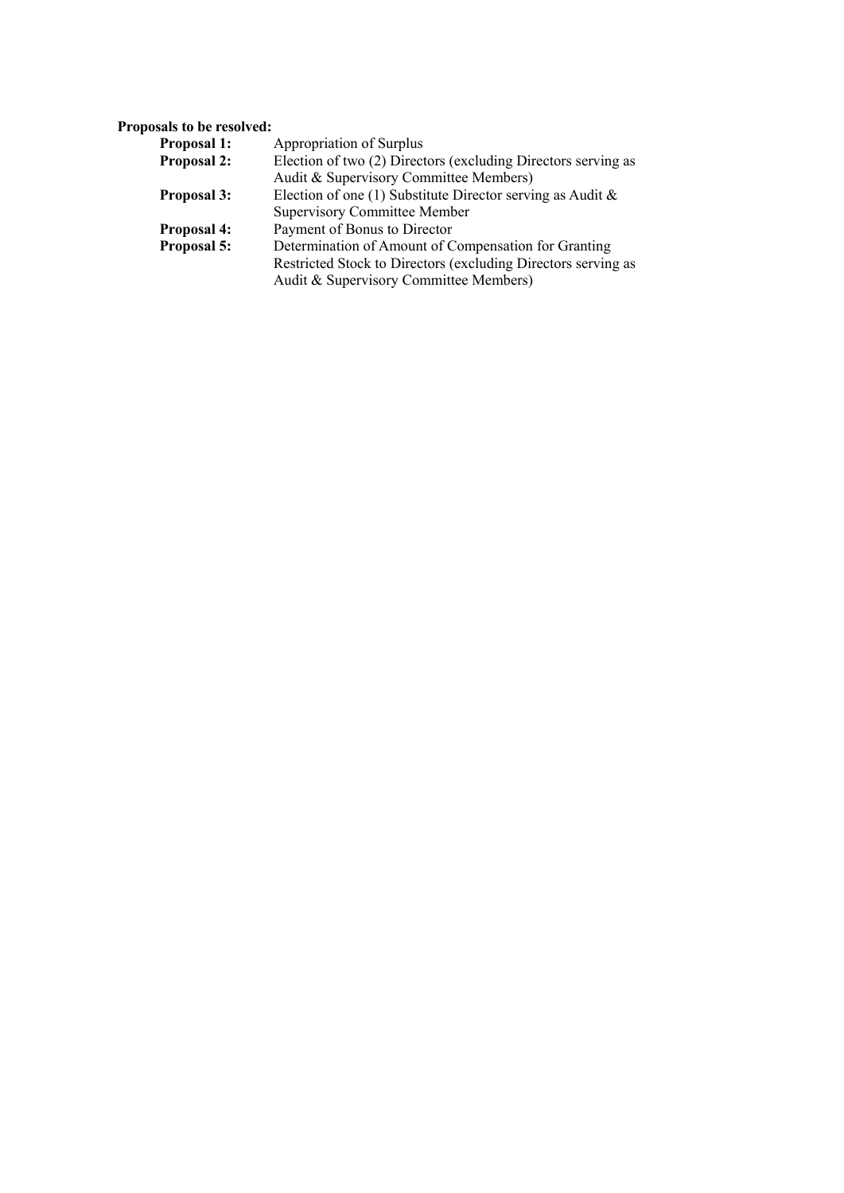**Proposals to be resolved:**

| | |
|---|---|
| **Proposal 1:** | Appropriation of Surplus |
| **Proposal 2:** | Election of two (2) Directors (excluding Directors serving as Audit & Supervisory Committee Members) |
| **Proposal 3:** | Election of one (1) Substitute Director serving as Audit & Supervisory Committee Member |
| **Proposal 4:** | Payment of Bonus to Director |
| **Proposal 5:** | Determination of Amount of Compensation for Granting Restricted Stock to Directors (excluding Directors serving as Audit & Supervisory Committee Members) |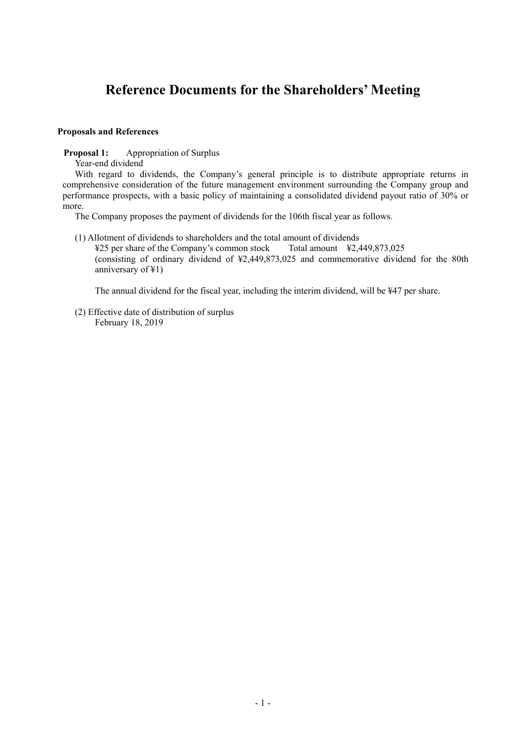# Reference Documents for the Shareholders' Meeting

**Proposals and References**

**Proposal 1:** Appropriation of Surplus

Year-end dividend

With regard to dividends, the Company's general principle is to distribute appropriate returns in comprehensive consideration of the future management environment surrounding the Company group and performance prospects, with a basic policy of maintaining a consolidated dividend payout ratio of 30% or more.

The Company proposes the payment of dividends for the 106th fiscal year as follows.

(1) Allotment of dividends to shareholders and the total amount of dividends

¥25 per share of the Company's common stock    Total amount ¥2,449,873,025

(consisting of ordinary dividend of ¥2,449,873,025 and commemorative dividend for the 80th anniversary of ¥1)

The annual dividend for the fiscal year, including the interim dividend, will be ¥47 per share.

(2) Effective date of distribution of surplus

February 18, 2019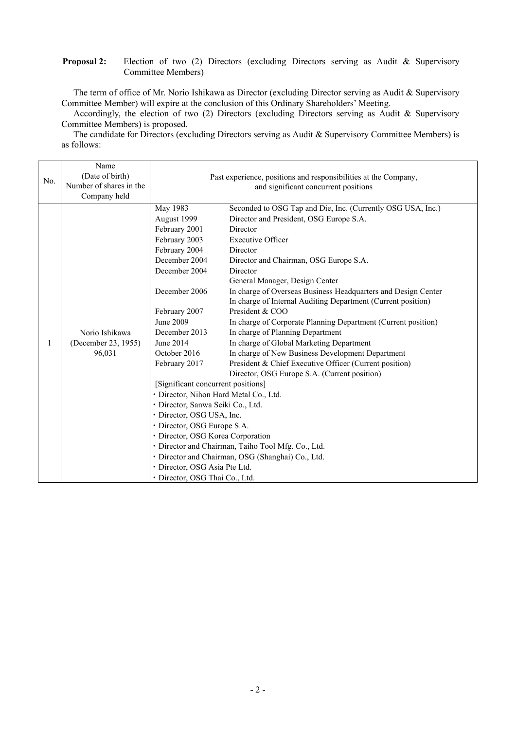**Proposal 2:** Election of two (2) Directors (excluding Directors serving as Audit & Supervisory Committee Members)

The term of office of Mr. Norio Ishikawa as Director (excluding Director serving as Audit & Supervisory Committee Member) will expire at the conclusion of this Ordinary Shareholders' Meeting.

Accordingly, the election of two (2) Directors (excluding Directors serving as Audit & Supervisory Committee Members) is proposed.

The candidate for Directors (excluding Directors serving as Audit & Supervisory Committee Members) is as follows:

| No. | Name (Date of birth) Number of shares in the Company held | Past experience, positions and responsibilities at the Company, and significant concurrent positions | |
|---|---|---|---|
| 1 | Norio Ishikawa (December 23, 1955) 96,031 | May 1983 | Seconded to OSG Tap and Die, Inc. (Currently OSG USA, Inc.) |
| | | August 1999 | Director and President, OSG Europe S.A. |
| | | February 2001 | Director |
| | | February 2003 | Executive Officer |
| | | February 2004 | Director |
| | | December 2004 | Director and Chairman, OSG Europe S.A. |
| | | December 2004 | Director<br>General Manager, Design Center |
| | | December 2006 | In charge of Overseas Business Headquarters and Design Center<br>In charge of Internal Auditing Department (Current position) |
| | | February 2007 | President & COO |
| | | June 2009 | In charge of Corporate Planning Department (Current position) |
| | | December 2013 | In charge of Planning Department |
| | | June 2014 | In charge of Global Marketing Department |
| | | October 2016 | In charge of New Business Development Department |
| | | February 2017 | President & Chief Executive Officer (Current position)<br>Director, OSG Europe S.A. (Current position) |
| | | [Significant concurrent positions]<br>・Director, Nihon Hard Metal Co., Ltd.<br>・Director, Sanwa Seiki Co., Ltd.<br>・Director, OSG USA, Inc.<br>・Director, OSG Europe S.A.<br>・Director, OSG Korea Corporation<br>・Director and Chairman, Taiho Tool Mfg. Co., Ltd.<br>・Director and Chairman, OSG (Shanghai) Co., Ltd.<br>・Director, OSG Asia Pte Ltd.<br>・Director, OSG Thai Co., Ltd. | |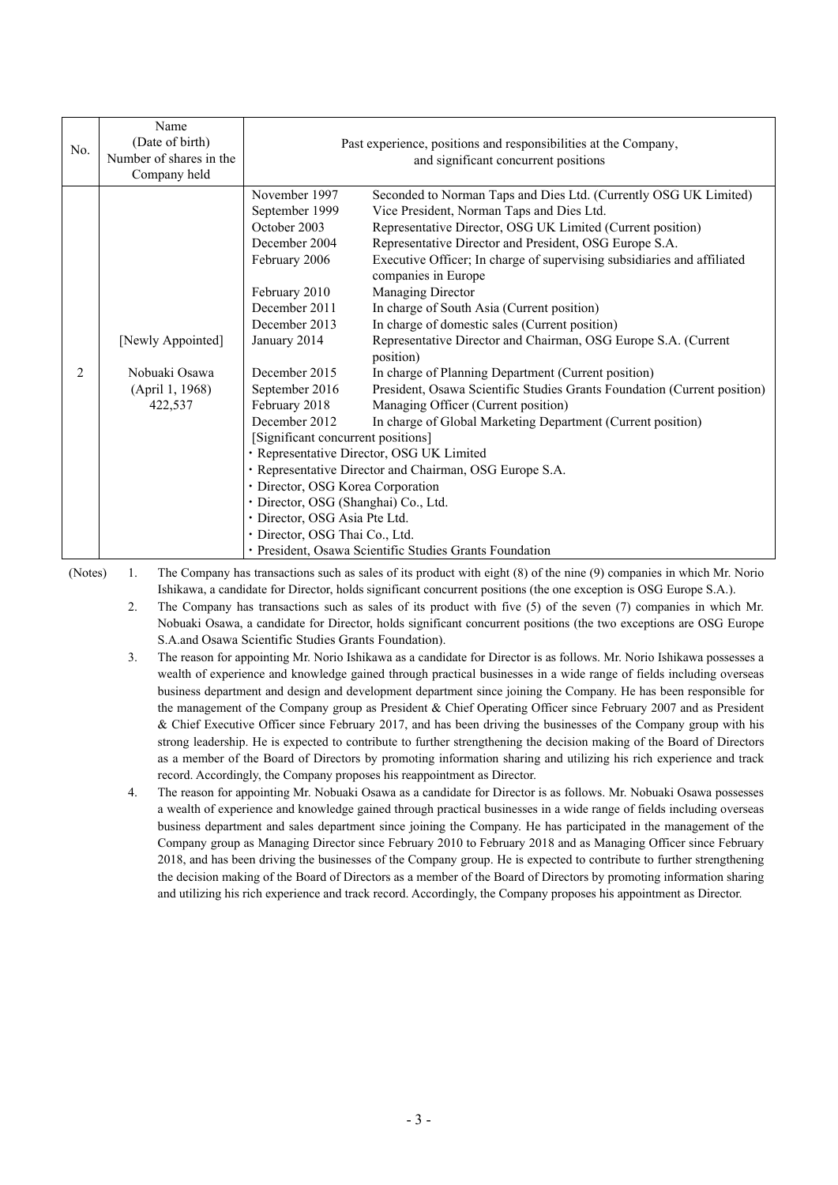| No. | Name (Date of birth) Number of shares in the Company held | Past experience, positions and responsibilities at the Company, and significant concurrent positions | |
|---|---|---|---|
| 2 | [Newly Appointed]<br><br>Nobuaki Osawa<br>(April 1, 1968)<br>422,537 | November 1997 | Seconded to Norman Taps and Dies Ltd. (Currently OSG UK Limited) |
| | | September 1999 | Vice President, Norman Taps and Dies Ltd. |
| | | October 2003 | Representative Director, OSG UK Limited (Current position) |
| | | December 2004 | Representative Director and President, OSG Europe S.A. |
| | | February 2006 | Executive Officer; In charge of supervising subsidiaries and affiliated companies in Europe |
| | | February 2010 | Managing Director |
| | | December 2011 | In charge of South Asia (Current position) |
| | | December 2013 | In charge of domestic sales (Current position) |
| | | January 2014 | Representative Director and Chairman, OSG Europe S.A. (Current position) |
| | | December 2015 | In charge of Planning Department (Current position) |
| | | September 2016 | President, Osawa Scientific Studies Grants Foundation (Current position) |
| | | February 2018 | Managing Officer (Current position) |
| | | December 2012 | In charge of Global Marketing Department (Current position) |
| | | [Significant concurrent positions]<br>・Representative Director, OSG UK Limited<br>・Representative Director and Chairman, OSG Europe S.A.<br>・Director, OSG Korea Corporation<br>・Director, OSG (Shanghai) Co., Ltd.<br>・Director, OSG Asia Pte Ltd.<br>・Director, OSG Thai Co., Ltd.<br>・President, Osawa Scientific Studies Grants Foundation | |

(Notes)

1. The Company has transactions such as sales of its product with eight (8) of the nine (9) companies in which Mr. Norio Ishikawa, a candidate for Director, holds significant concurrent positions (the one exception is OSG Europe S.A.).
2. The Company has transactions such as sales of its product with five (5) of the seven (7) companies in which Mr. Nobuaki Osawa, a candidate for Director, holds significant concurrent positions (the two exceptions are OSG Europe S.A.and Osawa Scientific Studies Grants Foundation).
3. The reason for appointing Mr. Norio Ishikawa as a candidate for Director is as follows. Mr. Norio Ishikawa possesses a wealth of experience and knowledge gained through practical businesses in a wide range of fields including overseas business department and design and development department since joining the Company. He has been responsible for the management of the Company group as President & Chief Operating Officer since February 2007 and as President & Chief Executive Officer since February 2017, and has been driving the businesses of the Company group with his strong leadership. He is expected to contribute to further strengthening the decision making of the Board of Directors as a member of the Board of Directors by promoting information sharing and utilizing his rich experience and track record. Accordingly, the Company proposes his reappointment as Director.
4. The reason for appointing Mr. Nobuaki Osawa as a candidate for Director is as follows. Mr. Nobuaki Osawa possesses a wealth of experience and knowledge gained through practical businesses in a wide range of fields including overseas business department and sales department since joining the Company. He has participated in the management of the Company group as Managing Director since February 2010 to February 2018 and as Managing Officer since February 2018, and has been driving the businesses of the Company group. He is expected to contribute to further strengthening the decision making of the Board of Directors as a member of the Board of Directors by promoting information sharing and utilizing his rich experience and track record. Accordingly, the Company proposes his appointment as Director.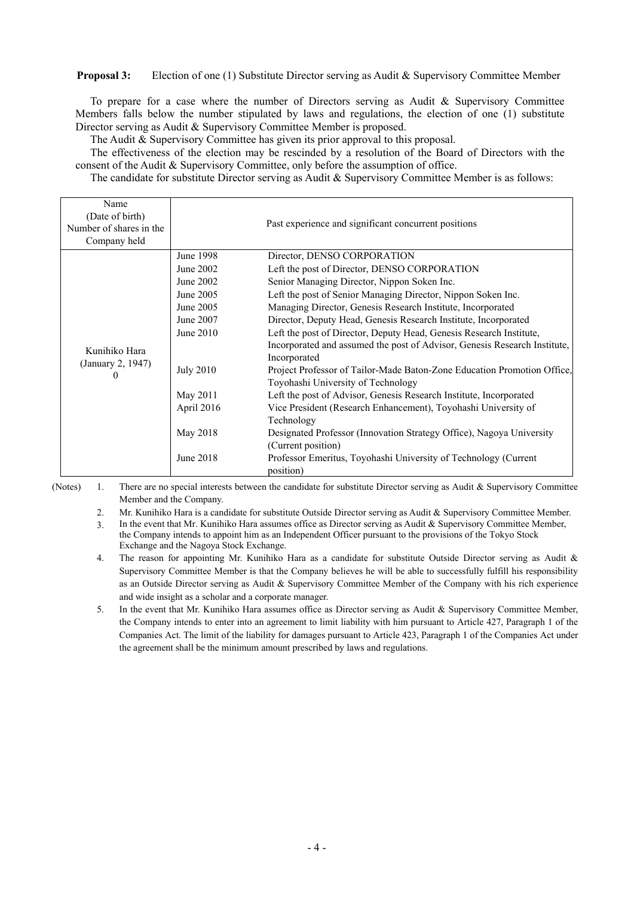**Proposal 3:** Election of one (1) Substitute Director serving as Audit & Supervisory Committee Member

To prepare for a case where the number of Directors serving as Audit & Supervisory Committee Members falls below the number stipulated by laws and regulations, the election of one (1) substitute Director serving as Audit & Supervisory Committee Member is proposed.

The Audit & Supervisory Committee has given its prior approval to this proposal.

The effectiveness of the election may be rescinded by a resolution of the Board of Directors with the consent of the Audit & Supervisory Committee, only before the assumption of office.

The candidate for substitute Director serving as Audit & Supervisory Committee Member is as follows:

| Name (Date of birth) Number of shares in the Company held | Past experience and significant concurrent positions | |
|---|---|---|
| Kunihiko Hara (January 2, 1947) 0 | June 1998 | Director, DENSO CORPORATION |
| | June 2002 | Left the post of Director, DENSO CORPORATION |
| | June 2002 | Senior Managing Director, Nippon Soken Inc. |
| | June 2005 | Left the post of Senior Managing Director, Nippon Soken Inc. |
| | June 2005 | Managing Director, Genesis Research Institute, Incorporated |
| | June 2007 | Director, Deputy Head, Genesis Research Institute, Incorporated |
| | June 2010 | Left the post of Director, Deputy Head, Genesis Research Institute, Incorporated and assumed the post of Advisor, Genesis Research Institute, Incorporated |
| | July 2010 | Project Professor of Tailor-Made Baton-Zone Education Promotion Office, Toyohashi University of Technology |
| | May 2011 | Left the post of Advisor, Genesis Research Institute, Incorporated |
| | April 2016 | Vice President (Research Enhancement), Toyohashi University of Technology |
| | May 2018 | Designated Professor (Innovation Strategy Office), Nagoya University (Current position) |
| | June 2018 | Professor Emeritus, Toyohashi University of Technology (Current position) |

(Notes)

1. There are no special interests between the candidate for substitute Director serving as Audit & Supervisory Committee Member and the Company.
2. Mr. Kunihiko Hara is a candidate for substitute Outside Director serving as Audit & Supervisory Committee Member.
3. In the event that Mr. Kunihiko Hara assumes office as Director serving as Audit & Supervisory Committee Member, the Company intends to appoint him as an Independent Officer pursuant to the provisions of the Tokyo Stock Exchange and the Nagoya Stock Exchange.
4. The reason for appointing Mr. Kunihiko Hara as a candidate for substitute Outside Director serving as Audit & Supervisory Committee Member is that the Company believes he will be able to successfully fulfill his responsibility as an Outside Director serving as Audit & Supervisory Committee Member of the Company with his rich experience and wide insight as a scholar and a corporate manager.
5. In the event that Mr. Kunihiko Hara assumes office as Director serving as Audit & Supervisory Committee Member, the Company intends to enter into an agreement to limit liability with him pursuant to Article 427, Paragraph 1 of the Companies Act. The limit of the liability for damages pursuant to Article 423, Paragraph 1 of the Companies Act under the agreement shall be the minimum amount prescribed by laws and regulations.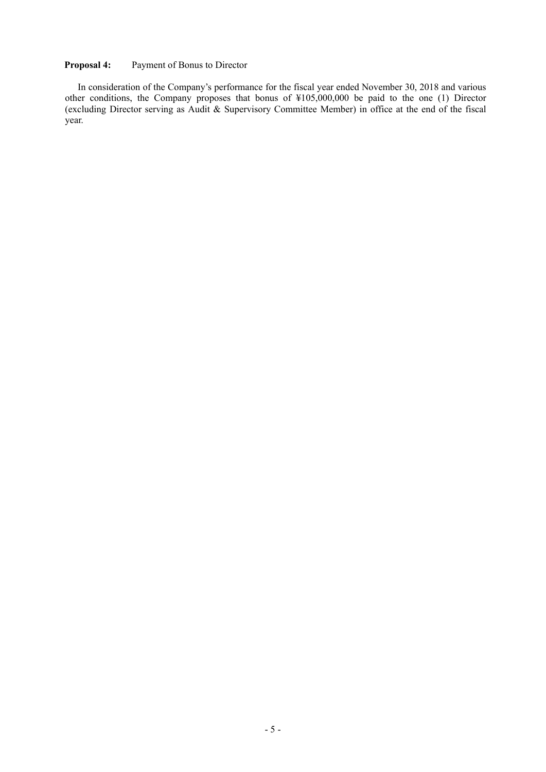**Proposal 4:** Payment of Bonus to Director

In consideration of the Company's performance for the fiscal year ended November 30, 2018 and various other conditions, the Company proposes that bonus of ¥105,000,000 be paid to the one (1) Director (excluding Director serving as Audit & Supervisory Committee Member) in office at the end of the fiscal year.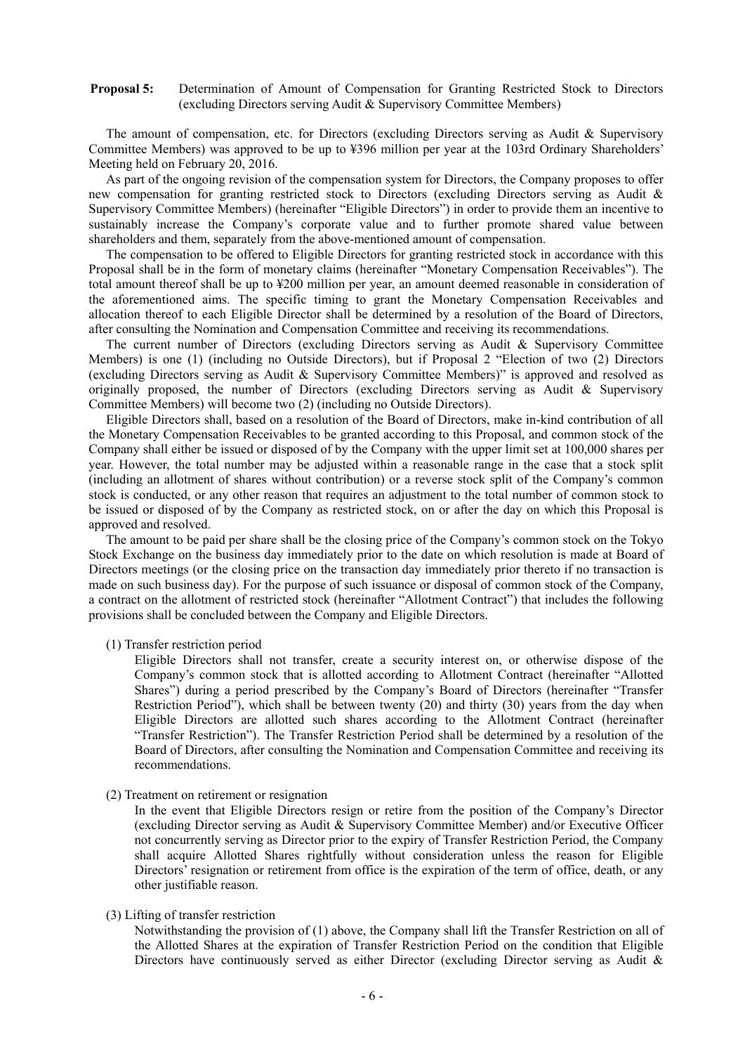**Proposal 5:** Determination of Amount of Compensation for Granting Restricted Stock to Directors (excluding Directors serving Audit & Supervisory Committee Members)

The amount of compensation, etc. for Directors (excluding Directors serving as Audit & Supervisory Committee Members) was approved to be up to ¥396 million per year at the 103rd Ordinary Shareholders' Meeting held on February 20, 2016.

As part of the ongoing revision of the compensation system for Directors, the Company proposes to offer new compensation for granting restricted stock to Directors (excluding Directors serving as Audit & Supervisory Committee Members) (hereinafter "Eligible Directors") in order to provide them an incentive to sustainably increase the Company's corporate value and to further promote shared value between shareholders and them, separately from the above-mentioned amount of compensation.

The compensation to be offered to Eligible Directors for granting restricted stock in accordance with this Proposal shall be in the form of monetary claims (hereinafter "Monetary Compensation Receivables"). The total amount thereof shall be up to ¥200 million per year, an amount deemed reasonable in consideration of the aforementioned aims. The specific timing to grant the Monetary Compensation Receivables and allocation thereof to each Eligible Director shall be determined by a resolution of the Board of Directors, after consulting the Nomination and Compensation Committee and receiving its recommendations.

The current number of Directors (excluding Directors serving as Audit & Supervisory Committee Members) is one (1) (including no Outside Directors), but if Proposal 2 "Election of two (2) Directors (excluding Directors serving as Audit & Supervisory Committee Members)" is approved and resolved as originally proposed, the number of Directors (excluding Directors serving as Audit & Supervisory Committee Members) will become two (2) (including no Outside Directors).

Eligible Directors shall, based on a resolution of the Board of Directors, make in-kind contribution of all the Monetary Compensation Receivables to be granted according to this Proposal, and common stock of the Company shall either be issued or disposed of by the Company with the upper limit set at 100,000 shares per year. However, the total number may be adjusted within a reasonable range in the case that a stock split (including an allotment of shares without contribution) or a reverse stock split of the Company's common stock is conducted, or any other reason that requires an adjustment to the total number of common stock to be issued or disposed of by the Company as restricted stock, on or after the day on which this Proposal is approved and resolved.

The amount to be paid per share shall be the closing price of the Company's common stock on the Tokyo Stock Exchange on the business day immediately prior to the date on which resolution is made at Board of Directors meetings (or the closing price on the transaction day immediately prior thereto if no transaction is made on such business day). For the purpose of such issuance or disposal of common stock of the Company, a contract on the allotment of restricted stock (hereinafter "Allotment Contract") that includes the following provisions shall be concluded between the Company and Eligible Directors.

(1) Transfer restriction period

Eligible Directors shall not transfer, create a security interest on, or otherwise dispose of the Company's common stock that is allotted according to Allotment Contract (hereinafter "Allotted Shares") during a period prescribed by the Company's Board of Directors (hereinafter "Transfer Restriction Period"), which shall be between twenty (20) and thirty (30) years from the day when Eligible Directors are allotted such shares according to the Allotment Contract (hereinafter "Transfer Restriction"). The Transfer Restriction Period shall be determined by a resolution of the Board of Directors, after consulting the Nomination and Compensation Committee and receiving its recommendations.

(2) Treatment on retirement or resignation

In the event that Eligible Directors resign or retire from the position of the Company's Director (excluding Director serving as Audit & Supervisory Committee Member) and/or Executive Officer not concurrently serving as Director prior to the expiry of Transfer Restriction Period, the Company shall acquire Allotted Shares rightfully without consideration unless the reason for Eligible Directors' resignation or retirement from office is the expiration of the term of office, death, or any other justifiable reason.

(3) Lifting of transfer restriction

Notwithstanding the provision of (1) above, the Company shall lift the Transfer Restriction on all of the Allotted Shares at the expiration of Transfer Restriction Period on the condition that Eligible Directors have continuously served as either Director (excluding Director serving as Audit &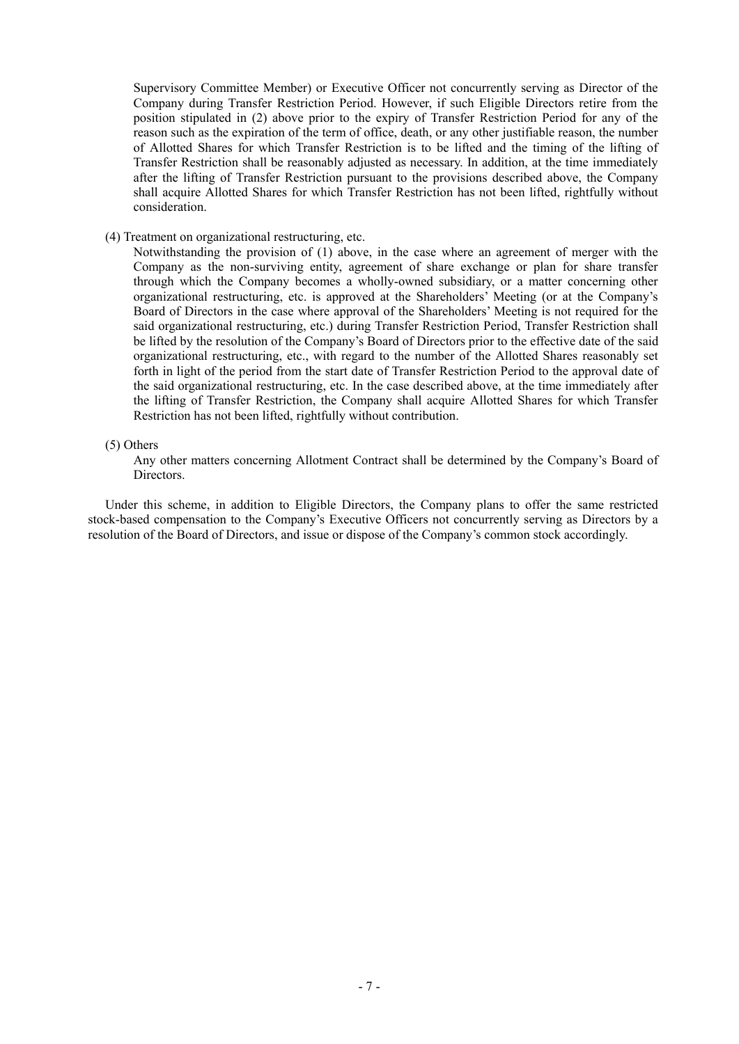Supervisory Committee Member) or Executive Officer not concurrently serving as Director of the Company during Transfer Restriction Period. However, if such Eligible Directors retire from the position stipulated in (2) above prior to the expiry of Transfer Restriction Period for any of the reason such as the expiration of the term of office, death, or any other justifiable reason, the number of Allotted Shares for which Transfer Restriction is to be lifted and the timing of the lifting of Transfer Restriction shall be reasonably adjusted as necessary. In addition, at the time immediately after the lifting of Transfer Restriction pursuant to the provisions described above, the Company shall acquire Allotted Shares for which Transfer Restriction has not been lifted, rightfully without consideration.

(4) Treatment on organizational restructuring, etc.

Notwithstanding the provision of (1) above, in the case where an agreement of merger with the Company as the non-surviving entity, agreement of share exchange or plan for share transfer through which the Company becomes a wholly-owned subsidiary, or a matter concerning other organizational restructuring, etc. is approved at the Shareholders' Meeting (or at the Company's Board of Directors in the case where approval of the Shareholders' Meeting is not required for the said organizational restructuring, etc.) during Transfer Restriction Period, Transfer Restriction shall be lifted by the resolution of the Company's Board of Directors prior to the effective date of the said organizational restructuring, etc., with regard to the number of the Allotted Shares reasonably set forth in light of the period from the start date of Transfer Restriction Period to the approval date of the said organizational restructuring, etc. In the case described above, at the time immediately after the lifting of Transfer Restriction, the Company shall acquire Allotted Shares for which Transfer Restriction has not been lifted, rightfully without contribution.

(5) Others

Any other matters concerning Allotment Contract shall be determined by the Company's Board of Directors.

Under this scheme, in addition to Eligible Directors, the Company plans to offer the same restricted stock-based compensation to the Company's Executive Officers not concurrently serving as Directors by a resolution of the Board of Directors, and issue or dispose of the Company's common stock accordingly.